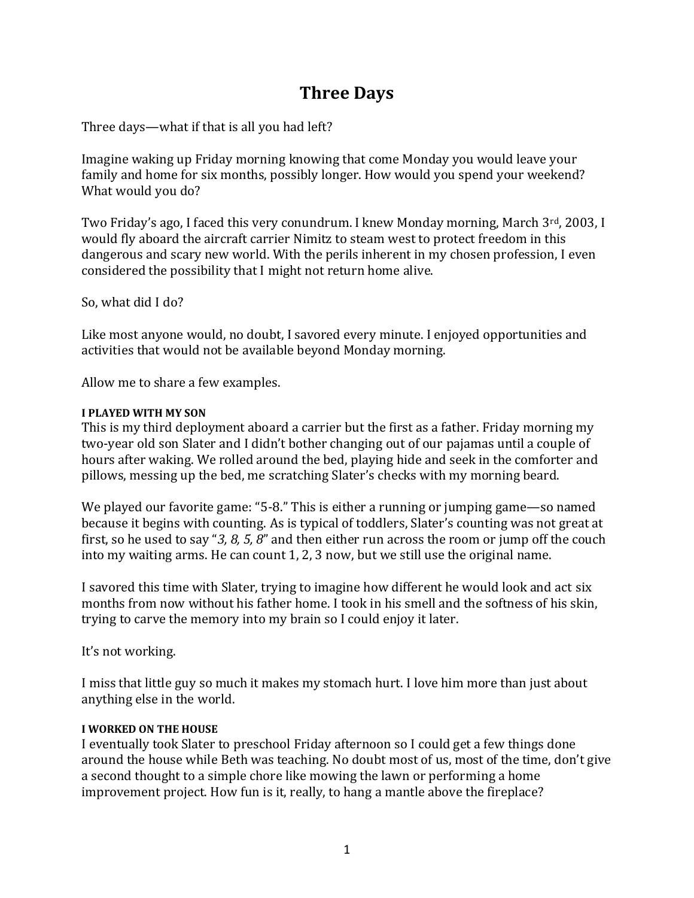# Three Days

Three days—what if that is all you had left?

Imagine waking up Friday morning knowing that come Monday you would leave your family and home for six months, possibly longer. How would you spend your weekend? What would you do?

Two Friday's ago, I faced this very conundrum. I knew Monday morning, March 3rd, 2003, I would fly aboard the aircraft carrier Nimitz to steam west to protect freedom in this dangerous and scary new world. With the perils inherent in my chosen profession, I even considered the possibility that I might not return home alive.

So, what did I do?

Like most anyone would, no doubt, I savored every minute. I enjoyed opportunities and activities that would not be available beyond Monday morning.

Allow me to share a few examples.

#### I PLAYED WITH MY SON

This is my third deployment aboard a carrier but the first as a father. Friday morning my two-year old son Slater and I didn't bother changing out of our pajamas until a couple of hours after waking. We rolled around the bed, playing hide and seek in the comforter and pillows, messing up the bed, me scratching Slater's checks with my morning beard.

We played our favorite game: "5-8." This is either a running or jumping game—so named because it begins with counting. As is typical of toddlers, Slater's counting was not great at first, so he used to say "*3, 8, 5, 8*" and then either run across the room or jump off the couch into my waiting arms. He can count 1, 2, 3 now, but we still use the original name.

I savored this time with Slater, trying to imagine how different he would look and act six months from now without his father home. I took in his smell and the softness of his skin, trying to carve the memory into my brain so I could enjoy it later.

It's not working.

I miss that little guy so much it makes my stomach hurt. I love him more than just about anything else in the world.

#### I WORKED ON THE HOUSE

I eventually took Slater to preschool Friday afternoon so I could get a few things done around the house while Beth was teaching. No doubt most of us, most of the time, don't give a second thought to a simple chore like mowing the lawn or performing a home improvement project. How fun is it, really, to hang a mantle above the fireplace?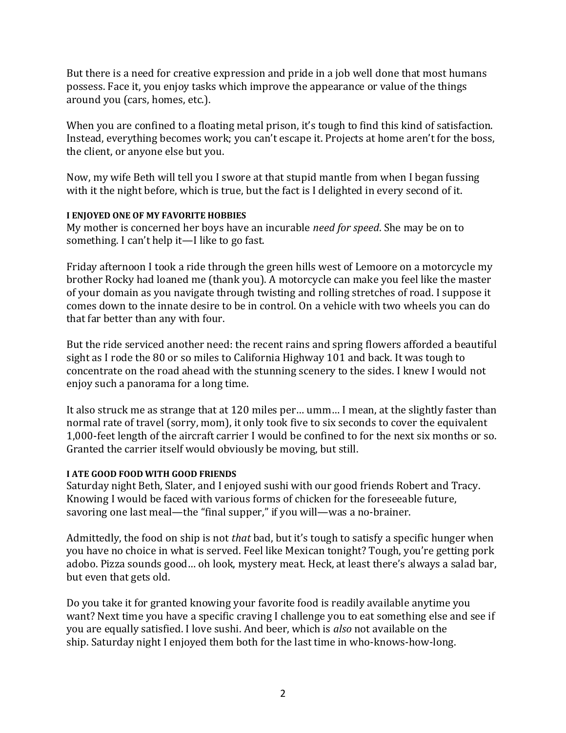But there is a need for creative expression and pride in a job well done that most humans possess. Face it, you enjoy tasks which improve the appearance or value of the things around you (cars, homes, etc.).

When you are confined to a floating metal prison, it's tough to find this kind of satisfaction. Instead, everything becomes work; you can't escape it. Projects at home aren't for the boss, the client, or anyone else but you.

Now, my wife Beth will tell you I swore at that stupid mantle from when I began fussing with it the night before, which is true, but the fact is I delighted in every second of it.

#### I ENJOYED ONE OF MY FAVORITE HOBBIES

My mother is concerned her boys have an incurable *need for speed*. She may be on to something. I can't help it—I like to go fast.

Friday afternoon I took a ride through the green hills west of Lemoore on a motorcycle my brother Rocky had loaned me (thank you). A motorcycle can make you feel like the master of your domain as you navigate through twisting and rolling stretches of road. I suppose it comes down to the innate desire to be in control. On a vehicle with two wheels you can do that far better than any with four.

But the ride serviced another need: the recent rains and spring flowers afforded a beautiful sight as I rode the 80 or so miles to California Highway 101 and back. It was tough to concentrate on the road ahead with the stunning scenery to the sides. I knew I would not enjoy such a panorama for a long time.

It also struck me as strange that at 120 miles per… umm… I mean, at the slightly faster than normal rate of travel (sorry, mom), it only took five to six seconds to cover the equivalent 1,000-feet length of the aircraft carrier I would be confined to for the next six months or so. Granted the carrier itself would obviously be moving, but still.

#### I ATE GOOD FOOD WITH GOOD FRIENDS

Saturday night Beth, Slater, and I enjoyed sushi with our good friends Robert and Tracy. Knowing I would be faced with various forms of chicken for the foreseeable future, savoring one last meal—the "final supper," if you will—was a no-brainer.

Admittedly, the food on ship is not *that* bad, but it's tough to satisfy a specific hunger when you have no choice in what is served. Feel like Mexican tonight? Tough, you're getting pork adobo. Pizza sounds good… oh look, mystery meat. Heck, at least there's always a salad bar, but even that gets old.

Do you take it for granted knowing your favorite food is readily available anytime you want? Next time you have a specific craving I challenge you to eat something else and see if you are equally satisfied. I love sushi. And beer, which is *also* not available on the ship. Saturday night I enjoyed them both for the last time in who-knows-how-long.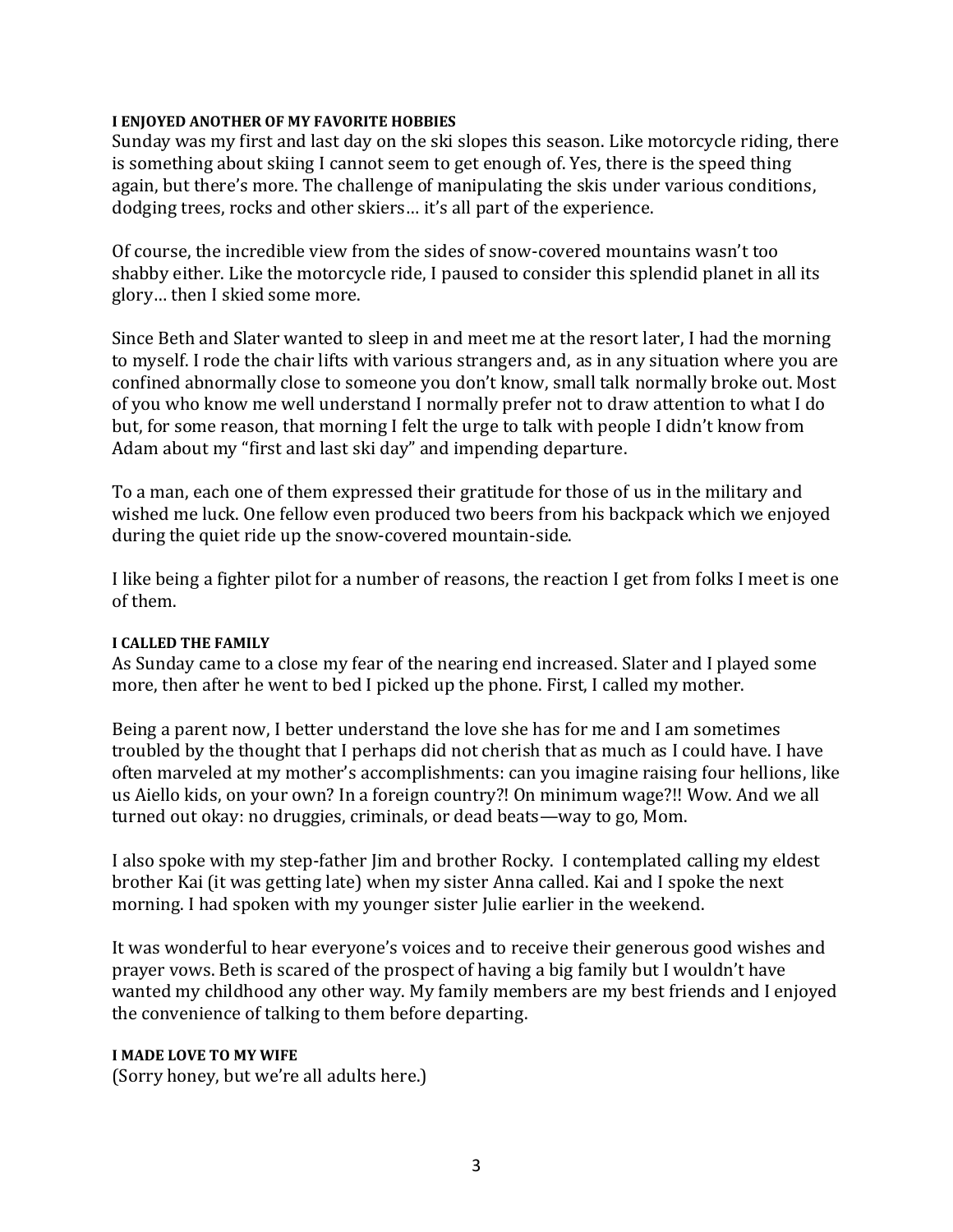#### I ENJOYED ANOTHER OF MY FAVORITE HOBBIES

Sunday was my first and last day on the ski slopes this season. Like motorcycle riding, there is something about skiing I cannot seem to get enough of. Yes, there is the speed thing again, but there's more. The challenge of manipulating the skis under various conditions, dodging trees, rocks and other skiers… it's all part of the experience.

Of course, the incredible view from the sides of snow-covered mountains wasn't too shabby either. Like the motorcycle ride, I paused to consider this splendid planet in all its glory… then I skied some more.

Since Beth and Slater wanted to sleep in and meet me at the resort later, I had the morning to myself. I rode the chair lifts with various strangers and, as in any situation where you are confined abnormally close to someone you don't know, small talk normally broke out. Most of you who know me well understand I normally prefer not to draw attention to what I do but, for some reason, that morning I felt the urge to talk with people I didn't know from Adam about my "first and last ski day" and impending departure.

To a man, each one of them expressed their gratitude for those of us in the military and wished me luck. One fellow even produced two beers from his backpack which we enjoyed during the quiet ride up the snow-covered mountain-side.

I like being a fighter pilot for a number of reasons, the reaction I get from folks I meet is one of them.

#### I CALLED THE FAMILY

As Sunday came to a close my fear of the nearing end increased. Slater and I played some more, then after he went to bed I picked up the phone. First, I called my mother.

Being a parent now, I better understand the love she has for me and I am sometimes troubled by the thought that I perhaps did not cherish that as much as I could have. I have often marveled at my mother's accomplishments: can you imagine raising four hellions, like us Aiello kids, on your own? In a foreign country?! On minimum wage?!! Wow. And we all turned out okay: no druggies, criminals, or dead beats—way to go, Mom.

I also spoke with my step-father Jim and brother Rocky. I contemplated calling my eldest brother Kai (it was getting late) when my sister Anna called. Kai and I spoke the next morning. I had spoken with my younger sister Julie earlier in the weekend.

It was wonderful to hear everyone's voices and to receive their generous good wishes and prayer vows. Beth is scared of the prospect of having a big family but I wouldn't have wanted my childhood any other way. My family members are my best friends and I enjoyed the convenience of talking to them before departing.

#### I MADE LOVE TO MY WIFE

(Sorry honey, but we're all adults here.)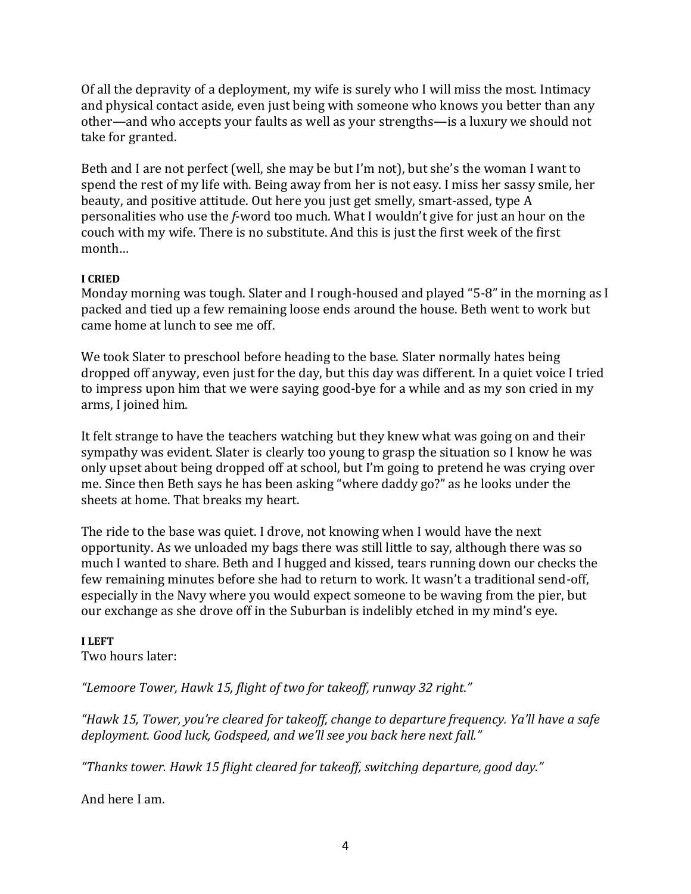Of all the depravity of a deployment, my wife is surely who I will miss the most. Intimacy and physical contact aside, even just being with someone who knows you better than any other—and who accepts your faults as well as your strengths—is a luxury we should not take for granted.

Beth and I are not perfect (well, she may be but I'm not), but she's the woman I want to spend the rest of my life with. Being away from her is not easy. I miss her sassy smile, her beauty, and positive attitude. Out here you just get smelly, smart-assed, type A personalities who use the *f*-word too much. What I wouldn't give for just an hour on the couch with my wife. There is no substitute. And this is just the first week of the first month…

**I CRIED**

Monday morning was tough. Slater and I rough-housed and played "5-8" in the morning as I packed and tied up a few remaining loose ends around the house. Beth went to work but came home at lunch to see me off.

We took Slater to preschool before heading to the base. Slater normally hates being dropped off anyway, even just for the day, but this day was different. In a quiet voice I tried to impress upon him that we were saying good-bye for a while and as my son cried in my arms, I joined him.

It felt strange to have the teachers watching but they knew what was going on and their sympathy was evident. Slater is clearly too young to grasp the situation so I know he was only upset about being dropped off at school, but I'm going to pretend he was crying over me. Since then Beth says he has been asking "where daddy go?" as he looks under the sheets at home. That breaks my heart.

The ride to the base was quiet. I drove, not knowing when I would have the next opportunity. As we unloaded my bags there was still little to say, although there was so much I wanted to share. Beth and I hugged and kissed, tears running down our checks the few remaining minutes before she had to return to work. It wasn't a traditional send-off, especially in the Navy where you would expect someone to be waving from the pier, but our exchange as she drove off in the Suburban is indelibly etched in my mind's eye.

**I LEFT**

Two hours later:

*"Lemoore Tower, Hawk 15, flight of two for takeoff, runway 32 right."*

*"Hawk 15, Tower, you're cleared for takeoff, change to departure frequency. Ya'll have a safe deployment. Good luck, Godspeed, and we'll see you back here next fall."*

*"Thanks tower. Hawk 15 flight cleared for takeoff, switching departure, good day."*

And here I am.